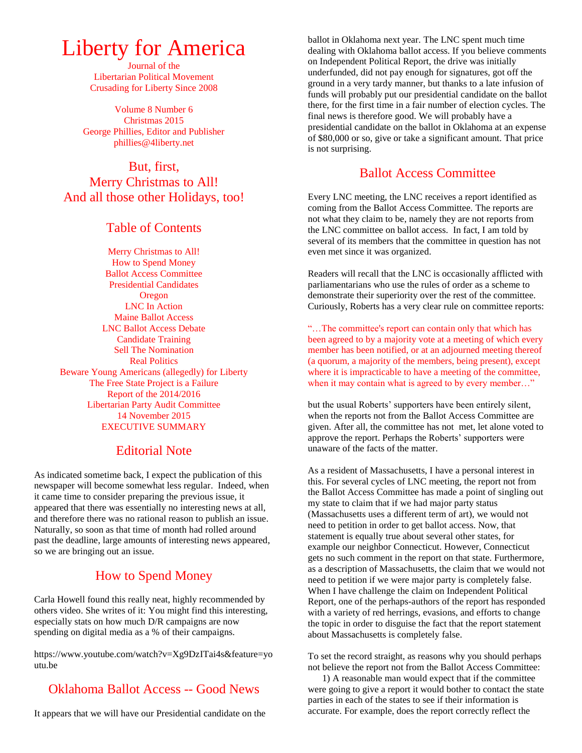# Liberty for America

Journal of the
Libertarian Political Movement
Crusading for Liberty Since 2008

Volume 8 Number 6
Christmas 2015
George Phillies, Editor and Publisher
phillies@4liberty.net

## But, first,
## Merry Christmas to All!
## And all those other Holidays, too!

## Table of Contents

Merry Christmas to All!
How to Spend Money
Ballot Access Committee
Presidential Candidates
Oregon
LNC In Action
Maine Ballot Access
LNC Ballot Access Debate
Candidate Training
Sell The Nomination
Real Politics
Beware Young Americans (allegedly) for Liberty
The Free State Project is a Failure
Report of the 2014/2016
Libertarian Party Audit Committee
14 November 2015
EXECUTIVE SUMMARY

## Editorial Note

As indicated sometime back, I expect the publication of this newspaper will become somewhat less regular. Indeed, when it came time to consider preparing the previous issue, it appeared that there was essentially no interesting news at all, and therefore there was no rational reason to publish an issue. Naturally, so soon as that time of month had rolled around past the deadline, large amounts of interesting news appeared, so we are bringing out an issue.

## How to Spend Money

Carla Howell found this really neat, highly recommended by others video. She writes of it: You might find this interesting, especially stats on how much D/R campaigns are now spending on digital media as a % of their campaigns.

https://www.youtube.com/watch?v=Xg9DzITai4s&feature=youtu.be

## Oklahoma Ballot Access -- Good News

It appears that we will have our Presidential candidate on the ballot in Oklahoma next year. The LNC spent much time dealing with Oklahoma ballot access. If you believe comments on Independent Political Report, the drive was initially underfunded, did not pay enough for signatures, got off the ground in a very tardy manner, but thanks to a late infusion of funds will probably put our presidential candidate on the ballot there, for the first time in a fair number of election cycles. The final news is therefore good. We will probably have a presidential candidate on the ballot in Oklahoma at an expense of $80,000 or so, give or take a significant amount. That price is not surprising.

## Ballot Access Committee

Every LNC meeting, the LNC receives a report identified as coming from the Ballot Access Committee. The reports are not what they claim to be, namely they are not reports from the LNC committee on ballot access. In fact, I am told by several of its members that the committee in question has not even met since it was organized.

Readers will recall that the LNC is occasionally afflicted with parliamentarians who use the rules of order as a scheme to demonstrate their superiority over the rest of the committee. Curiously, Roberts has a very clear rule on committee reports:

"…The committee's report can contain only that which has been agreed to by a majority vote at a meeting of which every member has been notified, or at an adjourned meeting thereof (a quorum, a majority of the members, being present), except where it is impracticable to have a meeting of the committee, when it may contain what is agreed to by every member…"

but the usual Roberts' supporters have been entirely silent, when the reports not from the Ballot Access Committee are given. After all, the committee has not met, let alone voted to approve the report. Perhaps the Roberts' supporters were unaware of the facts of the matter.

As a resident of Massachusetts, I have a personal interest in this. For several cycles of LNC meeting, the report not from the Ballot Access Committee has made a point of singling out my state to claim that if we had major party status (Massachusetts uses a different term of art), we would not need to petition in order to get ballot access. Now, that statement is equally true about several other states, for example our neighbor Connecticut. However, Connecticut gets no such comment in the report on that state. Furthermore, as a description of Massachusetts, the claim that we would not need to petition if we were major party is completely false. When I have challenge the claim on Independent Political Report, one of the perhaps-authors of the report has responded with a variety of red herrings, evasions, and efforts to change the topic in order to disguise the fact that the report statement about Massachusetts is completely false.

To set the record straight, as reasons why you should perhaps not believe the report not from the Ballot Access Committee:

1) A reasonable man would expect that if the committee were going to give a report it would bother to contact the state parties in each of the states to see if their information is accurate. For example, does the report correctly reflect the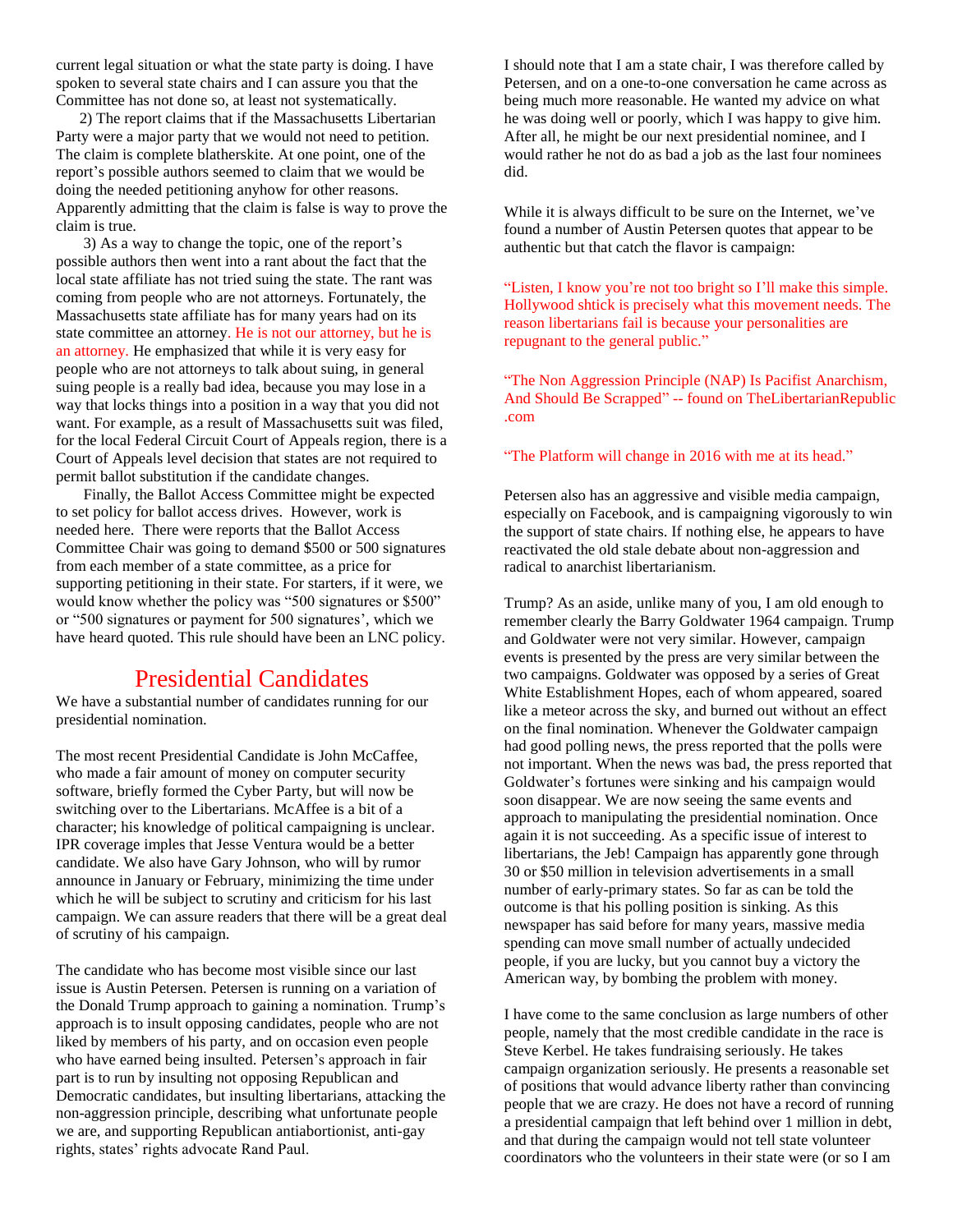current legal situation or what the state party is doing. I have spoken to several state chairs and I can assure you that the Committee has not done so, at least not systematically.

2) The report claims that if the Massachusetts Libertarian Party were a major party that we would not need to petition. The claim is complete blatherskite. At one point, one of the report's possible authors seemed to claim that we would be doing the needed petitioning anyhow for other reasons. Apparently admitting that the claim is false is way to prove the claim is true.

3) As a way to change the topic, one of the report's possible authors then went into a rant about the fact that the local state affiliate has not tried suing the state. The rant was coming from people who are not attorneys. Fortunately, the Massachusetts state affiliate has for many years had on its state committee an attorney. He is not our attorney, but he is an attorney. He emphasized that while it is very easy for people who are not attorneys to talk about suing, in general suing people is a really bad idea, because you may lose in a way that locks things into a position in a way that you did not want. For example, as a result of Massachusetts suit was filed, for the local Federal Circuit Court of Appeals region, there is a Court of Appeals level decision that states are not required to permit ballot substitution if the candidate changes.

Finally, the Ballot Access Committee might be expected to set policy for ballot access drives. However, work is needed here. There were reports that the Ballot Access Committee Chair was going to demand $500 or 500 signatures from each member of a state committee, as a price for supporting petitioning in their state. For starters, if it were, we would know whether the policy was "500 signatures or $500" or "500 signatures or payment for 500 signatures', which we have heard quoted. This rule should have been an LNC policy.

## Presidential Candidates

We have a substantial number of candidates running for our presidential nomination.

The most recent Presidential Candidate is John McCaffee, who made a fair amount of money on computer security software, briefly formed the Cyber Party, but will now be switching over to the Libertarians. McAffee is a bit of a character; his knowledge of political campaigning is unclear. IPR coverage imples that Jesse Ventura would be a better candidate. We also have Gary Johnson, who will by rumor announce in January or February, minimizing the time under which he will be subject to scrutiny and criticism for his last campaign. We can assure readers that there will be a great deal of scrutiny of his campaign.

The candidate who has become most visible since our last issue is Austin Petersen. Petersen is running on a variation of the Donald Trump approach to gaining a nomination. Trump's approach is to insult opposing candidates, people who are not liked by members of his party, and on occasion even people who have earned being insulted. Petersen's approach in fair part is to run by insulting not opposing Republican and Democratic candidates, but insulting libertarians, attacking the non-aggression principle, describing what unfortunate people we are, and supporting Republican antiabortionist, anti-gay rights, states' rights advocate Rand Paul.

I should note that I am a state chair, I was therefore called by Petersen, and on a one-to-one conversation he came across as being much more reasonable. He wanted my advice on what he was doing well or poorly, which I was happy to give him. After all, he might be our next presidential nominee, and I would rather he not do as bad a job as the last four nominees did.

While it is always difficult to be sure on the Internet, we've found a number of Austin Petersen quotes that appear to be authentic but that catch the flavor is campaign:

"Listen, I know you're not too bright so I'll make this simple. Hollywood shtick is precisely what this movement needs. The reason libertarians fail is because your personalities are repugnant to the general public."

"The Non Aggression Principle (NAP) Is Pacifist Anarchism, And Should Be Scrapped" -- found on TheLibertarianRepublic .com

"The Platform will change in 2016 with me at its head."

Petersen also has an aggressive and visible media campaign, especially on Facebook, and is campaigning vigorously to win the support of state chairs. If nothing else, he appears to have reactivated the old stale debate about non-aggression and radical to anarchist libertarianism.

Trump? As an aside, unlike many of you, I am old enough to remember clearly the Barry Goldwater 1964 campaign. Trump and Goldwater were not very similar. However, campaign events is presented by the press are very similar between the two campaigns. Goldwater was opposed by a series of Great White Establishment Hopes, each of whom appeared, soared like a meteor across the sky, and burned out without an effect on the final nomination. Whenever the Goldwater campaign had good polling news, the press reported that the polls were not important. When the news was bad, the press reported that Goldwater's fortunes were sinking and his campaign would soon disappear. We are now seeing the same events and approach to manipulating the presidential nomination. Once again it is not succeeding. As a specific issue of interest to libertarians, the Jeb! Campaign has apparently gone through 30 or $50 million in television advertisements in a small number of early-primary states. So far as can be told the outcome is that his polling position is sinking. As this newspaper has said before for many years, massive media spending can move small number of actually undecided people, if you are lucky, but you cannot buy a victory the American way, by bombing the problem with money.

I have come to the same conclusion as large numbers of other people, namely that the most credible candidate in the race is Steve Kerbel. He takes fundraising seriously. He takes campaign organization seriously. He presents a reasonable set of positions that would advance liberty rather than convincing people that we are crazy. He does not have a record of running a presidential campaign that left behind over 1 million in debt, and that during the campaign would not tell state volunteer coordinators who the volunteers in their state were (or so I am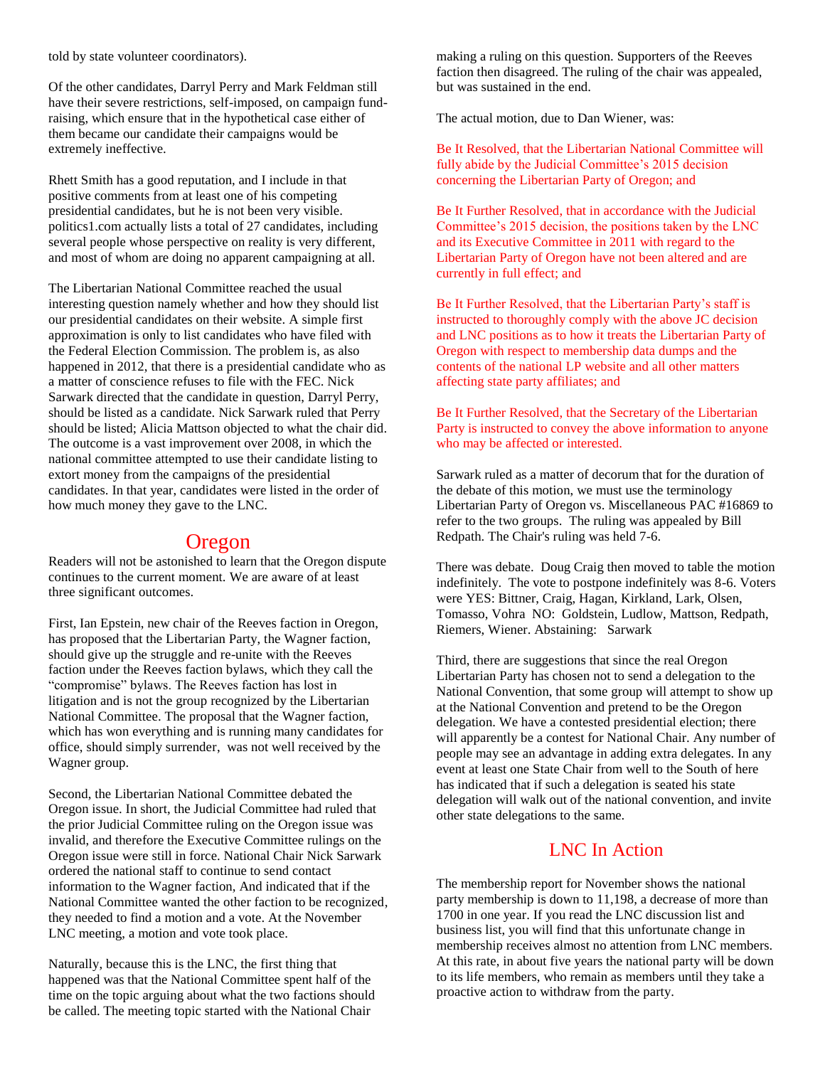told by state volunteer coordinators).

Of the other candidates, Darryl Perry and Mark Feldman still have their severe restrictions, self-imposed, on campaign fund-raising, which ensure that in the hypothetical case either of them became our candidate their campaigns would be extremely ineffective.

Rhett Smith has a good reputation, and I include in that positive comments from at least one of his competing presidential candidates, but he is not been very visible. politics1.com actually lists a total of 27 candidates, including several people whose perspective on reality is very different, and most of whom are doing no apparent campaigning at all.

The Libertarian National Committee reached the usual interesting question namely whether and how they should list our presidential candidates on their website. A simple first approximation is only to list candidates who have filed with the Federal Election Commission. The problem is, as also happened in 2012, that there is a presidential candidate who as a matter of conscience refuses to file with the FEC. Nick Sarwark directed that the candidate in question, Darryl Perry, should be listed as a candidate. Nick Sarwark ruled that Perry should be listed; Alicia Mattson objected to what the chair did. The outcome is a vast improvement over 2008, in which the national committee attempted to use their candidate listing to extort money from the campaigns of the presidential candidates. In that year, candidates were listed in the order of how much money they gave to the LNC.

## Oregon

Readers will not be astonished to learn that the Oregon dispute continues to the current moment. We are aware of at least three significant outcomes.

First, Ian Epstein, new chair of the Reeves faction in Oregon, has proposed that the Libertarian Party, the Wagner faction, should give up the struggle and re-unite with the Reeves faction under the Reeves faction bylaws, which they call the "compromise" bylaws. The Reeves faction has lost in litigation and is not the group recognized by the Libertarian National Committee. The proposal that the Wagner faction, which has won everything and is running many candidates for office, should simply surrender, was not well received by the Wagner group.

Second, the Libertarian National Committee debated the Oregon issue. In short, the Judicial Committee had ruled that the prior Judicial Committee ruling on the Oregon issue was invalid, and therefore the Executive Committee rulings on the Oregon issue were still in force. National Chair Nick Sarwark ordered the national staff to continue to send contact information to the Wagner faction, And indicated that if the National Committee wanted the other faction to be recognized, they needed to find a motion and a vote. At the November LNC meeting, a motion and vote took place.

Naturally, because this is the LNC, the first thing that happened was that the National Committee spent half of the time on the topic arguing about what the two factions should be called. The meeting topic started with the National Chair making a ruling on this question. Supporters of the Reeves faction then disagreed. The ruling of the chair was appealed, but was sustained in the end.

The actual motion, due to Dan Wiener, was:

Be It Resolved, that the Libertarian National Committee will fully abide by the Judicial Committee's 2015 decision concerning the Libertarian Party of Oregon; and

Be It Further Resolved, that in accordance with the Judicial Committee's 2015 decision, the positions taken by the LNC and its Executive Committee in 2011 with regard to the Libertarian Party of Oregon have not been altered and are currently in full effect; and

Be It Further Resolved, that the Libertarian Party's staff is instructed to thoroughly comply with the above JC decision and LNC positions as to how it treats the Libertarian Party of Oregon with respect to membership data dumps and the contents of the national LP website and all other matters affecting state party affiliates; and

Be It Further Resolved, that the Secretary of the Libertarian Party is instructed to convey the above information to anyone who may be affected or interested.

Sarwark ruled as a matter of decorum that for the duration of the debate of this motion, we must use the terminology Libertarian Party of Oregon vs. Miscellaneous PAC #16869 to refer to the two groups. The ruling was appealed by Bill Redpath. The Chair's ruling was held 7-6.

There was debate. Doug Craig then moved to table the motion indefinitely. The vote to postpone indefinitely was 8-6. Voters were YES: Bittner, Craig, Hagan, Kirkland, Lark, Olsen, Tomasso, Vohra NO: Goldstein, Ludlow, Mattson, Redpath, Riemers, Wiener. Abstaining: Sarwark

Third, there are suggestions that since the real Oregon Libertarian Party has chosen not to send a delegation to the National Convention, that some group will attempt to show up at the National Convention and pretend to be the Oregon delegation. We have a contested presidential election; there will apparently be a contest for National Chair. Any number of people may see an advantage in adding extra delegates. In any event at least one State Chair from well to the South of here has indicated that if such a delegation is seated his state delegation will walk out of the national convention, and invite other state delegations to the same.

## LNC In Action

The membership report for November shows the national party membership is down to 11,198, a decrease of more than 1700 in one year. If you read the LNC discussion list and business list, you will find that this unfortunate change in membership receives almost no attention from LNC members. At this rate, in about five years the national party will be down to its life members, who remain as members until they take a proactive action to withdraw from the party.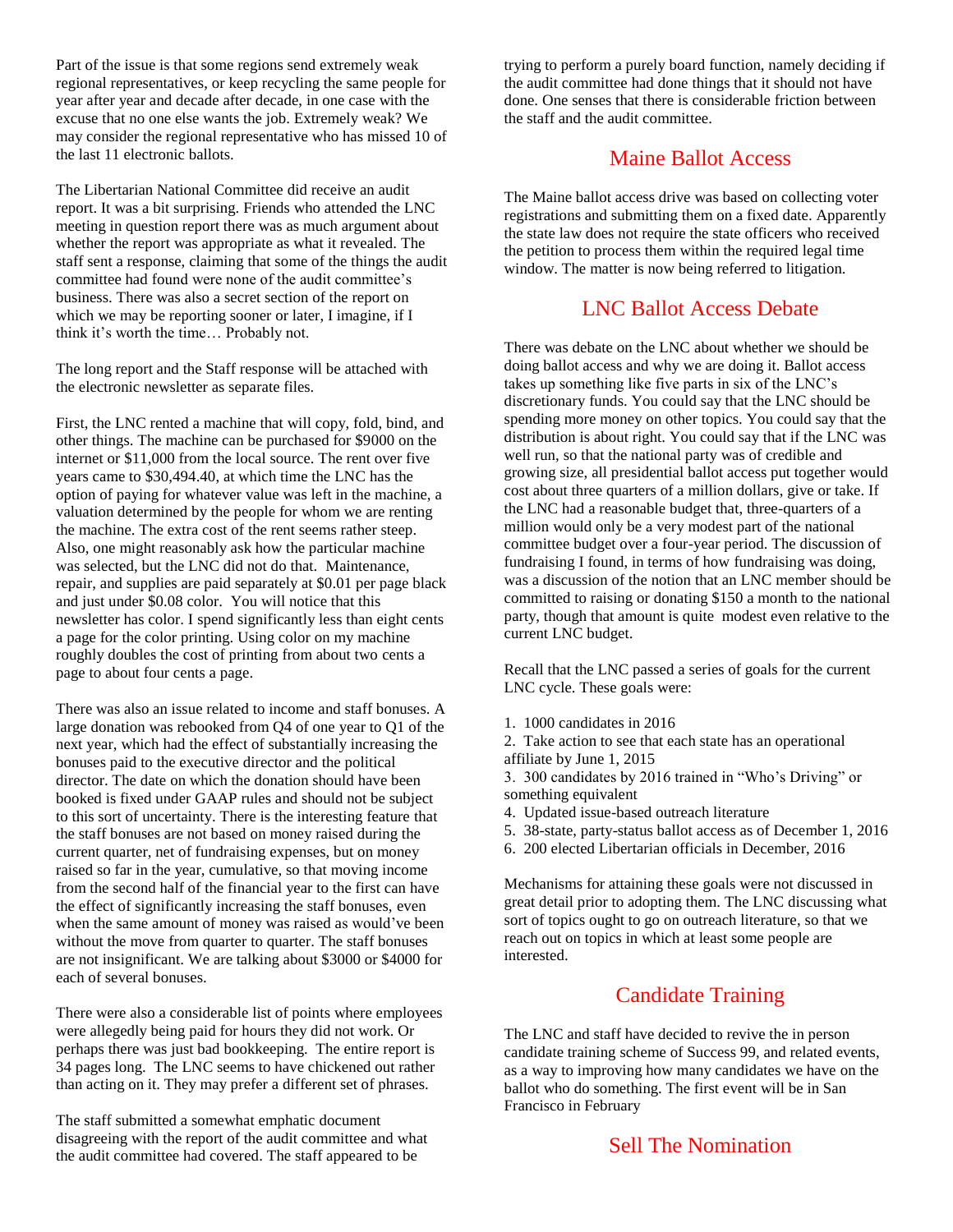Part of the issue is that some regions send extremely weak regional representatives, or keep recycling the same people for year after year and decade after decade, in one case with the excuse that no one else wants the job. Extremely weak? We may consider the regional representative who has missed 10 of the last 11 electronic ballots.

The Libertarian National Committee did receive an audit report. It was a bit surprising. Friends who attended the LNC meeting in question report there was as much argument about whether the report was appropriate as what it revealed. The staff sent a response, claiming that some of the things the audit committee had found were none of the audit committee's business. There was also a secret section of the report on which we may be reporting sooner or later, I imagine, if I think it's worth the time… Probably not.

The long report and the Staff response will be attached with the electronic newsletter as separate files.

First, the LNC rented a machine that will copy, fold, bind, and other things. The machine can be purchased for $9000 on the internet or $11,000 from the local source. The rent over five years came to $30,494.40, at which time the LNC has the option of paying for whatever value was left in the machine, a valuation determined by the people for whom we are renting the machine. The extra cost of the rent seems rather steep. Also, one might reasonably ask how the particular machine was selected, but the LNC did not do that. Maintenance, repair, and supplies are paid separately at $0.01 per page black and just under $0.08 color. You will notice that this newsletter has color. I spend significantly less than eight cents a page for the color printing. Using color on my machine roughly doubles the cost of printing from about two cents a page to about four cents a page.

There was also an issue related to income and staff bonuses. A large donation was rebooked from Q4 of one year to Q1 of the next year, which had the effect of substantially increasing the bonuses paid to the executive director and the political director. The date on which the donation should have been booked is fixed under GAAP rules and should not be subject to this sort of uncertainty. There is the interesting feature that the staff bonuses are not based on money raised during the current quarter, net of fundraising expenses, but on money raised so far in the year, cumulative, so that moving income from the second half of the financial year to the first can have the effect of significantly increasing the staff bonuses, even when the same amount of money was raised as would've been without the move from quarter to quarter. The staff bonuses are not insignificant. We are talking about $3000 or $4000 for each of several bonuses.

There were also a considerable list of points where employees were allegedly being paid for hours they did not work. Or perhaps there was just bad bookkeeping. The entire report is 34 pages long. The LNC seems to have chickened out rather than acting on it. They may prefer a different set of phrases.

The staff submitted a somewhat emphatic document disagreeing with the report of the audit committee and what the audit committee had covered. The staff appeared to be trying to perform a purely board function, namely deciding if the audit committee had done things that it should not have done. One senses that there is considerable friction between the staff and the audit committee.

## Maine Ballot Access

The Maine ballot access drive was based on collecting voter registrations and submitting them on a fixed date. Apparently the state law does not require the state officers who received the petition to process them within the required legal time window. The matter is now being referred to litigation.

## LNC Ballot Access Debate

There was debate on the LNC about whether we should be doing ballot access and why we are doing it. Ballot access takes up something like five parts in six of the LNC's discretionary funds. You could say that the LNC should be spending more money on other topics. You could say that the distribution is about right. You could say that if the LNC was well run, so that the national party was of credible and growing size, all presidential ballot access put together would cost about three quarters of a million dollars, give or take. If the LNC had a reasonable budget that, three-quarters of a million would only be a very modest part of the national committee budget over a four-year period. The discussion of fundraising I found, in terms of how fundraising was doing, was a discussion of the notion that an LNC member should be committed to raising or donating $150 a month to the national party, though that amount is quite modest even relative to the current LNC budget.

Recall that the LNC passed a series of goals for the current LNC cycle. These goals were:

1. 1000 candidates in 2016
2. Take action to see that each state has an operational affiliate by June 1, 2015
3. 300 candidates by 2016 trained in "Who's Driving" or something equivalent
4. Updated issue-based outreach literature
5. 38-state, party-status ballot access as of December 1, 2016
6. 200 elected Libertarian officials in December, 2016

Mechanisms for attaining these goals were not discussed in great detail prior to adopting them. The LNC discussing what sort of topics ought to go on outreach literature, so that we reach out on topics in which at least some people are interested.

## Candidate Training

The LNC and staff have decided to revive the in person candidate training scheme of Success 99, and related events, as a way to improving how many candidates we have on the ballot who do something. The first event will be in San Francisco in February

## Sell The Nomination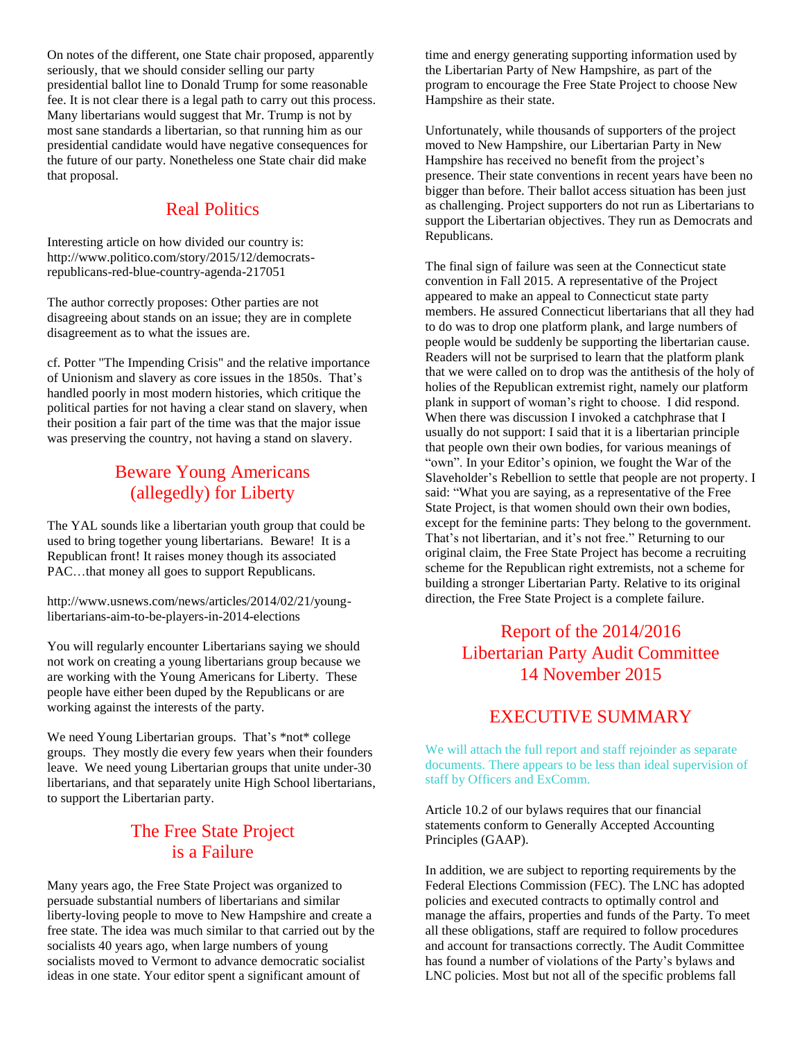On notes of the different, one State chair proposed, apparently seriously, that we should consider selling our party presidential ballot line to Donald Trump for some reasonable fee. It is not clear there is a legal path to carry out this process. Many libertarians would suggest that Mr. Trump is not by most sane standards a libertarian, so that running him as our presidential candidate would have negative consequences for the future of our party. Nonetheless one State chair did make that proposal.

## Real Politics

Interesting article on how divided our country is: http://www.politico.com/story/2015/12/democrats-republicans-red-blue-country-agenda-217051

The author correctly proposes: Other parties are not disagreeing about stands on an issue; they are in complete disagreement as to what the issues are.

cf. Potter "The Impending Crisis" and the relative importance of Unionism and slavery as core issues in the 1850s. That's handled poorly in most modern histories, which critique the political parties for not having a clear stand on slavery, when their position a fair part of the time was that the major issue was preserving the country, not having a stand on slavery.

## Beware Young Americans (allegedly) for Liberty

The YAL sounds like a libertarian youth group that could be used to bring together young libertarians. Beware! It is a Republican front! It raises money though its associated PAC…that money all goes to support Republicans.

http://www.usnews.com/news/articles/2014/02/21/young-libertarians-aim-to-be-players-in-2014-elections

You will regularly encounter Libertarians saying we should not work on creating a young libertarians group because we are working with the Young Americans for Liberty. These people have either been duped by the Republicans or are working against the interests of the party.

We need Young Libertarian groups. That's *not* college groups. They mostly die every few years when their founders leave. We need young Libertarian groups that unite under-30 libertarians, and that separately unite High School libertarians, to support the Libertarian party.

## The Free State Project is a Failure

Many years ago, the Free State Project was organized to persuade substantial numbers of libertarians and similar liberty-loving people to move to New Hampshire and create a free state. The idea was much similar to that carried out by the socialists 40 years ago, when large numbers of young socialists moved to Vermont to advance democratic socialist ideas in one state. Your editor spent a significant amount of time and energy generating supporting information used by the Libertarian Party of New Hampshire, as part of the program to encourage the Free State Project to choose New Hampshire as their state.

Unfortunately, while thousands of supporters of the project moved to New Hampshire, our Libertarian Party in New Hampshire has received no benefit from the project's presence. Their state conventions in recent years have been no bigger than before. Their ballot access situation has been just as challenging. Project supporters do not run as Libertarians to support the Libertarian objectives. They run as Democrats and Republicans.

The final sign of failure was seen at the Connecticut state convention in Fall 2015. A representative of the Project appeared to make an appeal to Connecticut state party members. He assured Connecticut libertarians that all they had to do was to drop one platform plank, and large numbers of people would be suddenly be supporting the libertarian cause. Readers will not be surprised to learn that the platform plank that we were called on to drop was the antithesis of the holy of holies of the Republican extremist right, namely our platform plank in support of woman's right to choose. I did respond. When there was discussion I invoked a catchphrase that I usually do not support: I said that it is a libertarian principle that people own their own bodies, for various meanings of "own". In your Editor's opinion, we fought the War of the Slaveholder's Rebellion to settle that people are not property. I said: "What you are saying, as a representative of the Free State Project, is that women should own their own bodies, except for the feminine parts: They belong to the government. That's not libertarian, and it's not free." Returning to our original claim, the Free State Project has become a recruiting scheme for the Republican right extremists, not a scheme for building a stronger Libertarian Party. Relative to its original direction, the Free State Project is a complete failure.

## Report of the 2014/2016 Libertarian Party Audit Committee 14 November 2015

## EXECUTIVE SUMMARY

We will attach the full report and staff rejoinder as separate documents. There appears to be less than ideal supervision of staff by Officers and ExComm.

Article 10.2 of our bylaws requires that our financial statements conform to Generally Accepted Accounting Principles (GAAP).

In addition, we are subject to reporting requirements by the Federal Elections Commission (FEC). The LNC has adopted policies and executed contracts to optimally control and manage the affairs, properties and funds of the Party. To meet all these obligations, staff are required to follow procedures and account for transactions correctly. The Audit Committee has found a number of violations of the Party's bylaws and LNC policies. Most but not all of the specific problems fall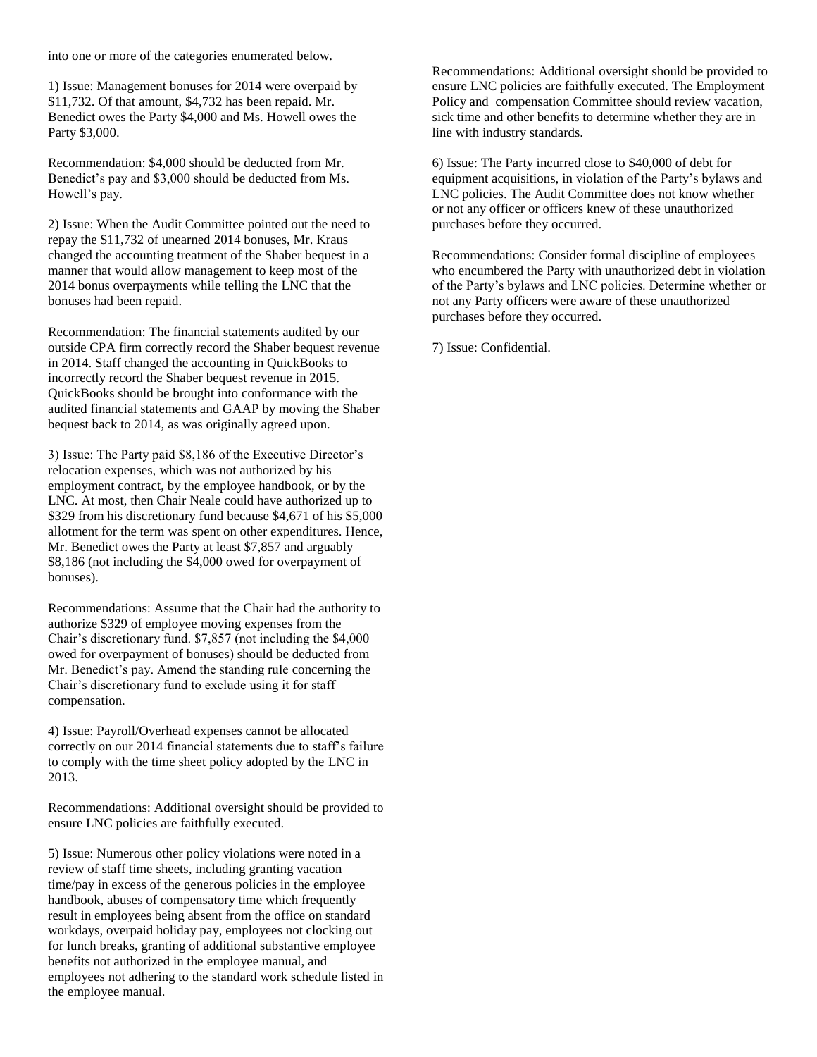into one or more of the categories enumerated below.

1) Issue: Management bonuses for 2014 were overpaid by $11,732. Of that amount, $4,732 has been repaid. Mr. Benedict owes the Party $4,000 and Ms. Howell owes the Party $3,000.

Recommendation: $4,000 should be deducted from Mr. Benedict's pay and $3,000 should be deducted from Ms. Howell's pay.

2) Issue: When the Audit Committee pointed out the need to repay the $11,732 of unearned 2014 bonuses, Mr. Kraus changed the accounting treatment of the Shaber bequest in a manner that would allow management to keep most of the 2014 bonus overpayments while telling the LNC that the bonuses had been repaid.

Recommendation: The financial statements audited by our outside CPA firm correctly record the Shaber bequest revenue in 2014. Staff changed the accounting in QuickBooks to incorrectly record the Shaber bequest revenue in 2015. QuickBooks should be brought into conformance with the audited financial statements and GAAP by moving the Shaber bequest back to 2014, as was originally agreed upon.

3) Issue: The Party paid $8,186 of the Executive Director's relocation expenses, which was not authorized by his employment contract, by the employee handbook, or by the LNC. At most, then Chair Neale could have authorized up to $329 from his discretionary fund because $4,671 of his $5,000 allotment for the term was spent on other expenditures. Hence, Mr. Benedict owes the Party at least $7,857 and arguably $8,186 (not including the $4,000 owed for overpayment of bonuses).

Recommendations: Assume that the Chair had the authority to authorize $329 of employee moving expenses from the Chair's discretionary fund. $7,857 (not including the $4,000 owed for overpayment of bonuses) should be deducted from Mr. Benedict's pay. Amend the standing rule concerning the Chair's discretionary fund to exclude using it for staff compensation.

4) Issue: Payroll/Overhead expenses cannot be allocated correctly on our 2014 financial statements due to staff's failure to comply with the time sheet policy adopted by the LNC in 2013.

Recommendations: Additional oversight should be provided to ensure LNC policies are faithfully executed.

5) Issue: Numerous other policy violations were noted in a review of staff time sheets, including granting vacation time/pay in excess of the generous policies in the employee handbook, abuses of compensatory time which frequently result in employees being absent from the office on standard workdays, overpaid holiday pay, employees not clocking out for lunch breaks, granting of additional substantive employee benefits not authorized in the employee manual, and employees not adhering to the standard work schedule listed in the employee manual.

Recommendations: Additional oversight should be provided to ensure LNC policies are faithfully executed. The Employment Policy and compensation Committee should review vacation, sick time and other benefits to determine whether they are in line with industry standards.

6) Issue: The Party incurred close to $40,000 of debt for equipment acquisitions, in violation of the Party's bylaws and LNC policies. The Audit Committee does not know whether or not any officer or officers knew of these unauthorized purchases before they occurred.

Recommendations: Consider formal discipline of employees who encumbered the Party with unauthorized debt in violation of the Party's bylaws and LNC policies. Determine whether or not any Party officers were aware of these unauthorized purchases before they occurred.

7) Issue: Confidential.